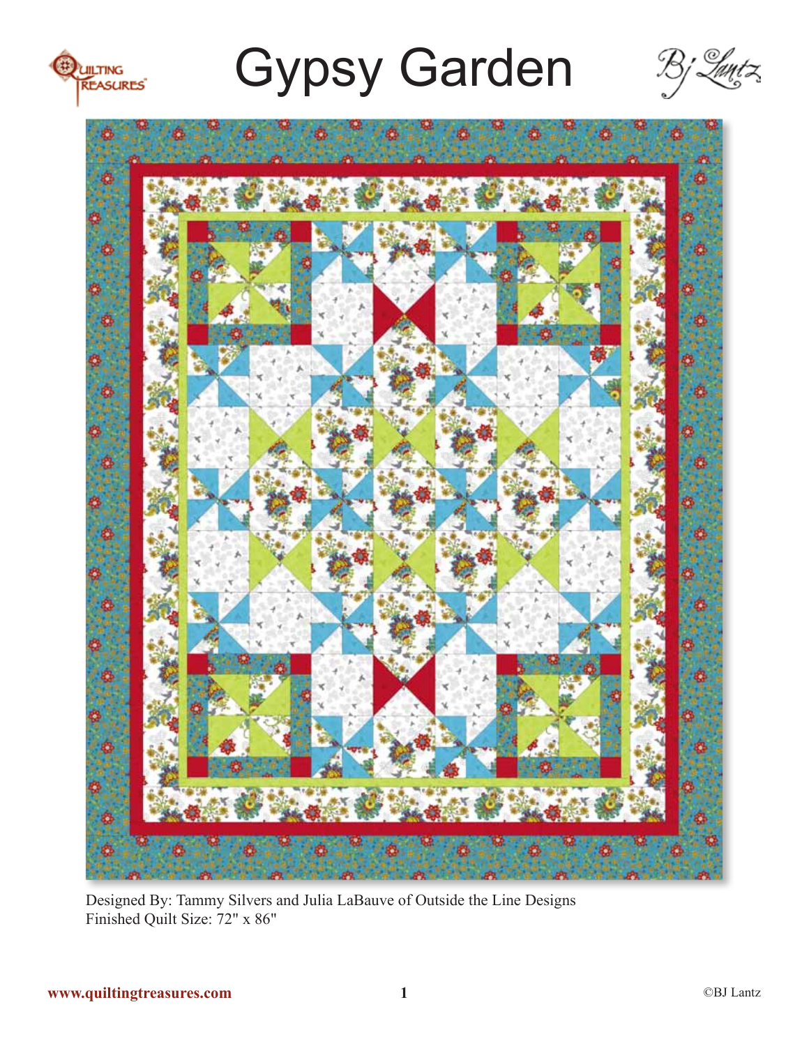# Gypsy Garden

Designed By: Tammy Silvers and Julia LaBauve of Outside the Line Designs
Finished Quilt Size: 72" x 86"

www.quiltingtreasures.com

©BJ Lantz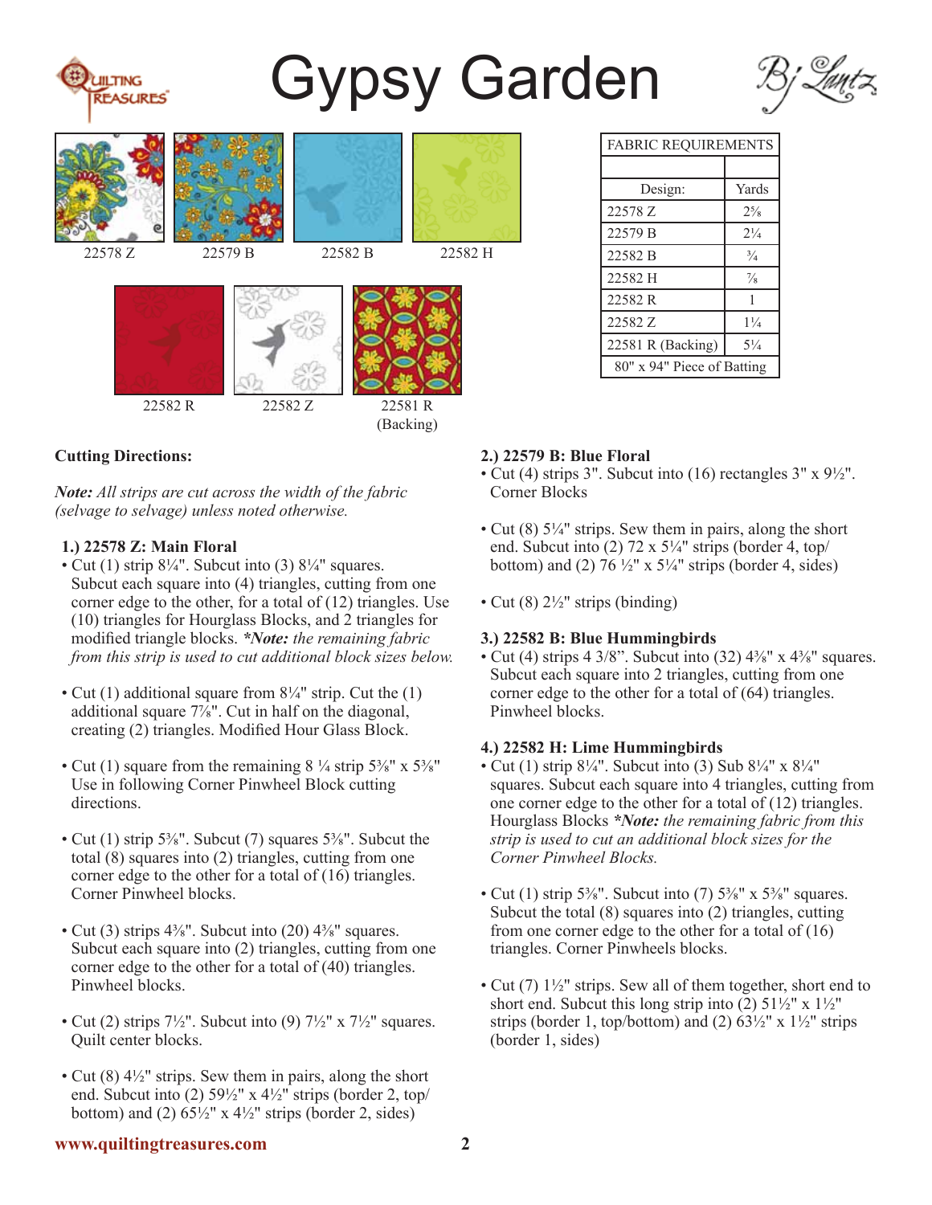# Gypsy Garden

Bj Lantz

22578 Z · 22579 B · 22582 B · 22582 H

22582 R · 22582 Z · 22581 R (Backing)

| FABRIC REQUIREMENTS | |
|---|---|
| | |
| Design: | Yards |
| 22578 Z | 2⅝ |
| 22579 B | 2¼ |
| 22582 B | ¾ |
| 22582 H | ⅞ |
| 22582 R | 1 |
| 22582 Z | 1¼ |
| 22581 R (Backing) | 5¼ |
| 80" x 94" Piece of Batting | |

**Cutting Directions:**

***Note:*** *All strips are cut across the width of the fabric (selvage to selvage) unless noted otherwise.*

**1.) 22578 Z: Main Floral**

- Cut (1) strip 8¼". Subcut into (3) 8¼" squares. Subcut each square into (4) triangles, cutting from one corner edge to the other, for a total of (12) triangles. Use (10) triangles for Hourglass Blocks, and 2 triangles for modified triangle blocks. ***\*Note:*** *the remaining fabric from this strip is used to cut additional block sizes below.*
- Cut (1) additional square from 8¼" strip. Cut the (1) additional square 7⅞". Cut in half on the diagonal, creating (2) triangles. Modified Hour Glass Block.
- Cut (1) square from the remaining 8 ¼ strip 5⅜" x 5⅜" Use in following Corner Pinwheel Block cutting directions.
- Cut (1) strip 5⅜". Subcut (7) squares 5⅜". Subcut the total (8) squares into (2) triangles, cutting from one corner edge to the other for a total of (16) triangles. Corner Pinwheel blocks.
- Cut (3) strips 4⅜". Subcut into (20) 4⅜" squares. Subcut each square into (2) triangles, cutting from one corner edge to the other for a total of (40) triangles. Pinwheel blocks.
- Cut (2) strips 7½". Subcut into (9) 7½" x 7½" squares. Quilt center blocks.
- Cut (8) 4½" strips. Sew them in pairs, along the short end. Subcut into (2) 59½" x 4½" strips (border 2, top/bottom) and (2) 65½" x 4½" strips (border 2, sides)

**2.) 22579 B: Blue Floral**

- Cut (4) strips 3". Subcut into (16) rectangles 3" x 9½". Corner Blocks
- Cut (8) 5¼" strips. Sew them in pairs, along the short end. Subcut into (2) 72 x 5¼" strips (border 4, top/bottom) and (2) 76 ½" x 5¼" strips (border 4, sides)
- Cut (8) 2½" strips (binding)

**3.) 22582 B: Blue Hummingbirds**

- Cut (4) strips 4 3/8". Subcut into (32) 4⅜" x 4⅜" squares. Subcut each square into 2 triangles, cutting from one corner edge to the other for a total of (64) triangles. Pinwheel blocks.

**4.) 22582 H: Lime Hummingbirds**

- Cut (1) strip 8¼". Subcut into (3) Sub 8¼" x 8¼" squares. Subcut each square into 4 triangles, cutting from one corner edge to the other for a total of (12) triangles. Hourglass Blocks ***\*Note:*** *the remaining fabric from this strip is used to cut an additional block sizes for the Corner Pinwheel Blocks.*
- Cut (1) strip 5⅜". Subcut into (7) 5⅜" x 5⅜" squares. Subcut the total (8) squares into (2) triangles, cutting from one corner edge to the other for a total of (16) triangles. Corner Pinwheels blocks.
- Cut (7) 1½" strips. Sew all of them together, short end to short end. Subcut this long strip into (2) 51½" x 1½" strips (border 1, top/bottom) and (2) 63½" x 1½" strips (border 1, sides)

www.quiltingtreasures.com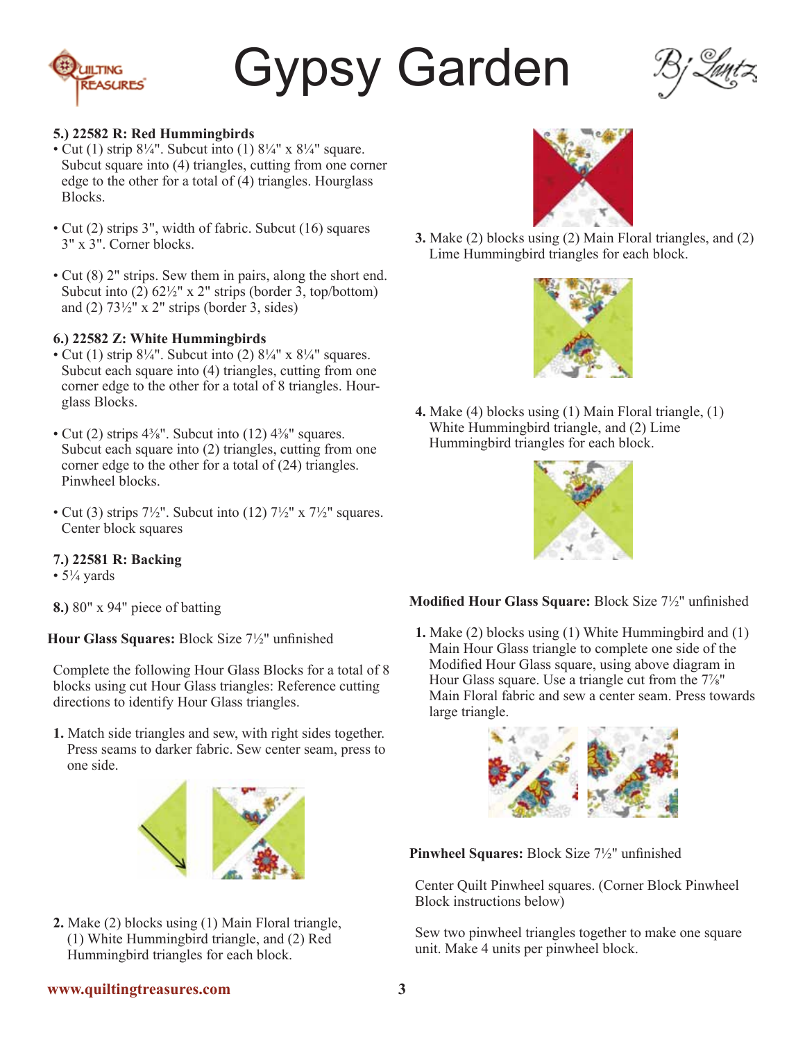# Gypsy Garden

**5.) 22582 R: Red Hummingbirds**

- Cut (1) strip 8¼". Subcut into (1) 8¼" x 8¼" square. Subcut square into (4) triangles, cutting from one corner edge to the other for a total of (4) triangles. Hourglass Blocks.
- Cut (2) strips 3", width of fabric. Subcut (16) squares 3" x 3". Corner blocks.
- Cut (8) 2" strips. Sew them in pairs, along the short end. Subcut into (2) 62½" x 2" strips (border 3, top/bottom) and (2) 73½" x 2" strips (border 3, sides)

**6.) 22582 Z: White Hummingbirds**

- Cut (1) strip 8¼". Subcut into (2) 8¼" x 8¼" squares. Subcut each square into (4) triangles, cutting from one corner edge to the other for a total of 8 triangles. Hourglass Blocks.
- Cut (2) strips 4⅜". Subcut into (12) 4⅜" squares. Subcut each square into (2) triangles, cutting from one corner edge to the other for a total of (24) triangles. Pinwheel blocks.
- Cut (3) strips 7½". Subcut into (12) 7½" x 7½" squares. Center block squares

**7.) 22581 R: Backing**

- 5¼ yards

**8.)** 80" x 94" piece of batting

**Hour Glass Squares:** Block Size 7½" unfinished

Complete the following Hour Glass Blocks for a total of 8 blocks using cut Hour Glass triangles: Reference cutting directions to identify Hour Glass triangles.

1. Match side triangles and sew, with right sides together. Press seams to darker fabric. Sew center seam, press to one side.
2. Make (2) blocks using (1) Main Floral triangle, (1) White Hummingbird triangle, and (2) Red Hummingbird triangles for each block.
3. Make (2) blocks using (2) Main Floral triangles, and (2) Lime Hummingbird triangles for each block.
4. Make (4) blocks using (1) Main Floral triangle, (1) White Hummingbird triangle, and (2) Lime Hummingbird triangles for each block.

**Modified Hour Glass Square:** Block Size 7½" unfinished

1. Make (2) blocks using (1) White Hummingbird and (1) Main Hour Glass triangle to complete one side of the Modified Hour Glass square, using above diagram in Hour Glass square. Use a triangle cut from the 7⅞" Main Floral fabric and sew a center seam. Press towards large triangle.

**Pinwheel Squares:** Block Size 7½" unfinished

Center Quilt Pinwheel squares. (Corner Block Pinwheel Block instructions below)

Sew two pinwheel triangles together to make one square unit. Make 4 units per pinwheel block.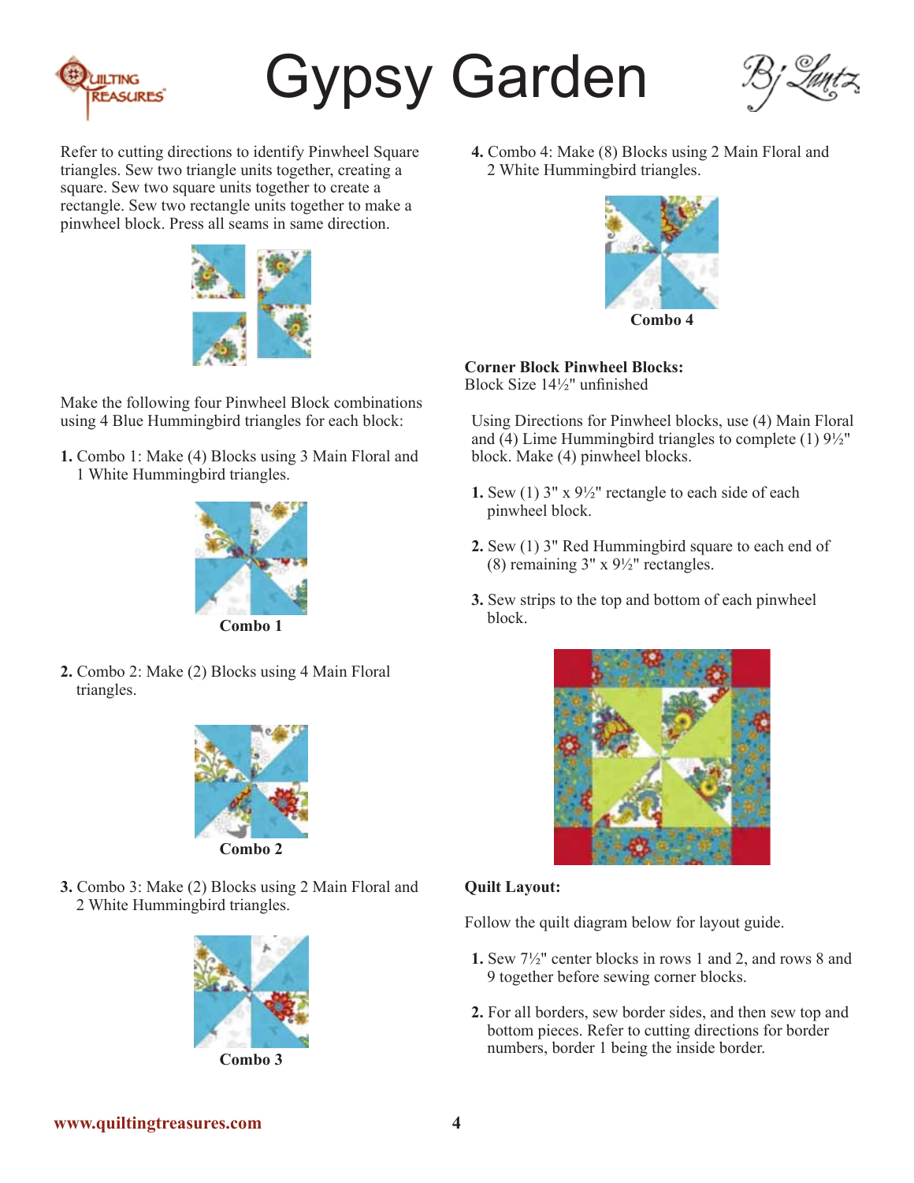# Gypsy Garden

Refer to cutting directions to identify Pinwheel Square triangles. Sew two triangle units together, creating a square. Sew two square units together to create a rectangle. Sew two rectangle units together to make a pinwheel block. Press all seams in same direction.

Make the following four Pinwheel Block combinations using 4 Blue Hummingbird triangles for each block:

1. Combo 1: Make (4) Blocks using 3 Main Floral and 1 White Hummingbird triangles.

Combo 1

2. Combo 2: Make (2) Blocks using 4 Main Floral triangles.

Combo 2

3. Combo 3: Make (2) Blocks using 2 Main Floral and 2 White Hummingbird triangles.

Combo 3

4. Combo 4: Make (8) Blocks using 2 Main Floral and 2 White Hummingbird triangles.

Combo 4

**Corner Block Pinwheel Blocks:**
Block Size 14½" unfinished

Using Directions for Pinwheel blocks, use (4) Main Floral and (4) Lime Hummingbird triangles to complete (1) 9½" block. Make (4) pinwheel blocks.

1. Sew (1) 3" x 9½" rectangle to each side of each pinwheel block.
2. Sew (1) 3" Red Hummingbird square to each end of (8) remaining 3" x 9½" rectangles.
3. Sew strips to the top and bottom of each pinwheel block.

**Quilt Layout:**

Follow the quilt diagram below for layout guide.

1. Sew 7½" center blocks in rows 1 and 2, and rows 8 and 9 together before sewing corner blocks.
2. For all borders, sew border sides, and then sew top and bottom pieces. Refer to cutting directions for border numbers, border 1 being the inside border.

www.quiltingtreasures.com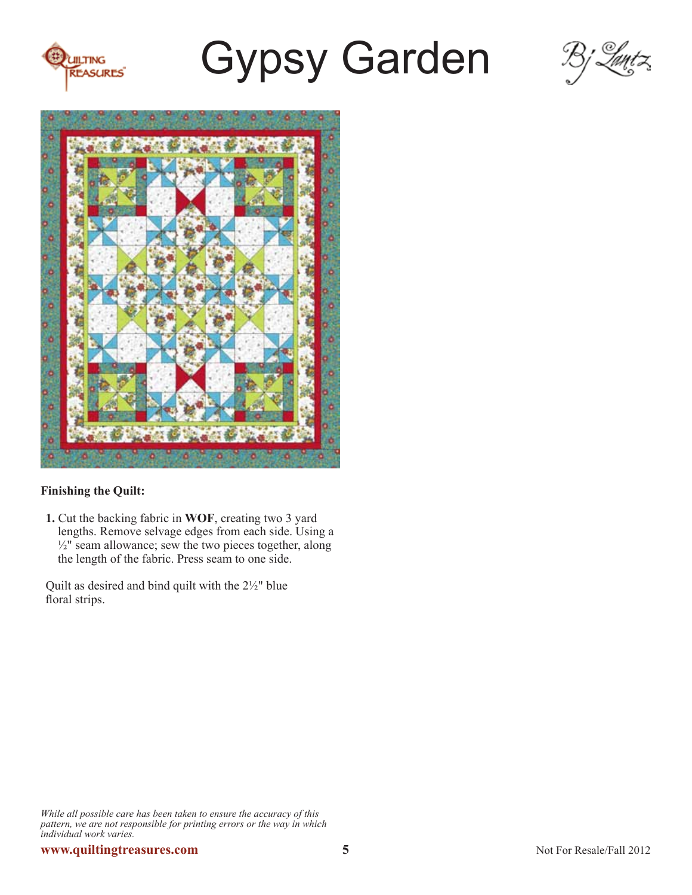# Gypsy Garden

**Finishing the Quilt:**

1. Cut the backing fabric in **WOF**, creating two 3 yard lengths. Remove selvage edges from each side. Using a ½" seam allowance; sew the two pieces together, along the length of the fabric. Press seam to one side.

Quilt as desired and bind quilt with the 2½" blue floral strips.

*While all possible care has been taken to ensure the accuracy of this pattern, we are not responsible for printing errors or the way in which individual work varies.*